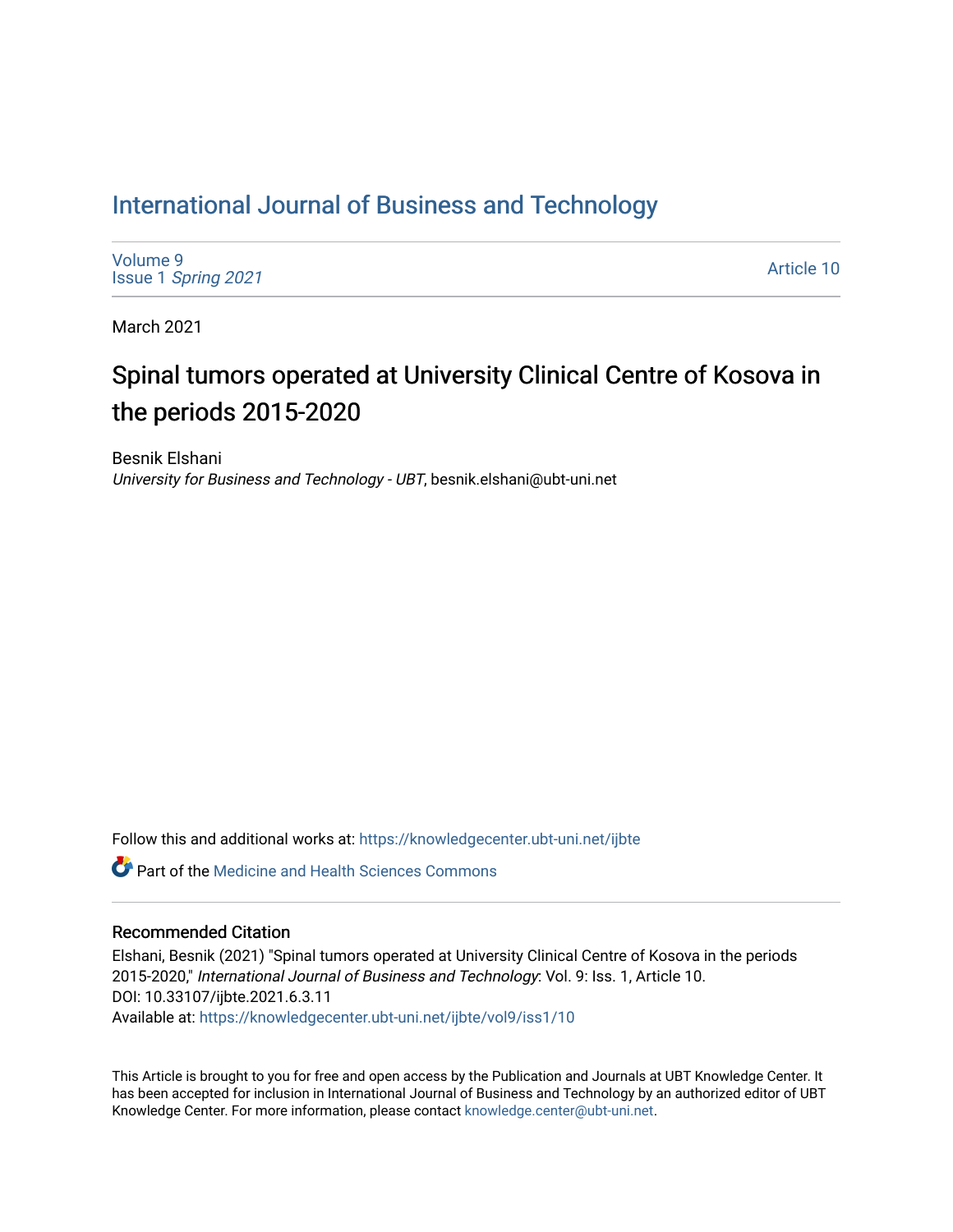# International Journal of Business and Technology

Volume 9
Issue 1 *Spring 2021*

Article 10

March 2021

## Spinal tumors operated at University Clinical Centre of Kosova in the periods 2015-2020

Besnik Elshani
*University for Business and Technology - UBT*, besnik.elshani@ubt-uni.net

Follow this and additional works at: https://knowledgecenter.ubt-uni.net/ijbte

Part of the Medicine and Health Sciences Commons

### Recommended Citation

Elshani, Besnik (2021) "Spinal tumors operated at University Clinical Centre of Kosova in the periods 2015-2020," *International Journal of Business and Technology*: Vol. 9: Iss. 1, Article 10.
DOI: 10.33107/ijbte.2021.6.3.11
Available at: https://knowledgecenter.ubt-uni.net/ijbte/vol9/iss1/10

This Article is brought to you for free and open access by the Publication and Journals at UBT Knowledge Center. It has been accepted for inclusion in International Journal of Business and Technology by an authorized editor of UBT Knowledge Center. For more information, please contact knowledge.center@ubt-uni.net.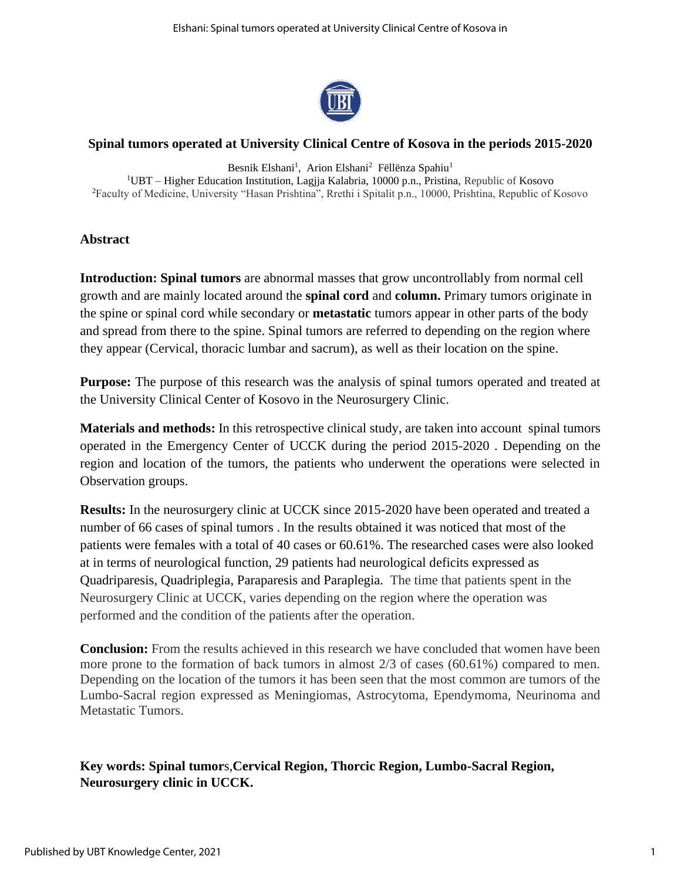## Spinal tumors operated at University Clinical Centre of Kosova in the periods 2015-2020

Besnik Elshani[1], Arion Elshani[2] Fëllënza Spahiu[1]

[1]UBT – Higher Education Institution, Lagjja Kalabria, 10000 p.n., Pristina, Republic of Kosovo

[2]Faculty of Medicine, University "Hasan Prishtina", Rrethi i Spitalit p.n., 10000, Prishtina, Republic of Kosovo

### Abstract

**Introduction: Spinal tumors** are abnormal masses that grow uncontrollably from normal cell growth and are mainly located around the **spinal cord** and **column.** Primary tumors originate in the spine or spinal cord while secondary or **metastatic** tumors appear in other parts of the body and spread from there to the spine. Spinal tumors are referred to depending on the region where they appear (Cervical, thoracic lumbar and sacrum), as well as their location on the spine.

**Purpose:** The purpose of this research was the analysis of spinal tumors operated and treated at the University Clinical Center of Kosovo in the Neurosurgery Clinic.

**Materials and methods:** In this retrospective clinical study, are taken into account spinal tumors operated in the Emergency Center of UCCK during the period 2015-2020 . Depending on the region and location of the tumors, the patients who underwent the operations were selected in Observation groups.

**Results:** In the neurosurgery clinic at UCCK since 2015-2020 have been operated and treated a number of 66 cases of spinal tumors . In the results obtained it was noticed that most of the patients were females with a total of 40 cases or 60.61%. The researched cases were also looked at in terms of neurological function, 29 patients had neurological deficits expressed as Quadriparesis, Quadriplegia, Paraparesis and Paraplegia. The time that patients spent in the Neurosurgery Clinic at UCCK, varies depending on the region where the operation was performed and the condition of the patients after the operation.

**Conclusion:** From the results achieved in this research we have concluded that women have been more prone to the formation of back tumors in almost 2/3 of cases (60.61%) compared to men. Depending on the location of the tumors it has been seen that the most common are tumors of the Lumbo-Sacral region expressed as Meningiomas, Astrocytoma, Ependymoma, Neurinoma and Metastatic Tumors.

**Key words: Spinal tumor**s,**Cervical Region, Thorcic Region, Lumbo-Sacral Region, Neurosurgery clinic in UCCK.**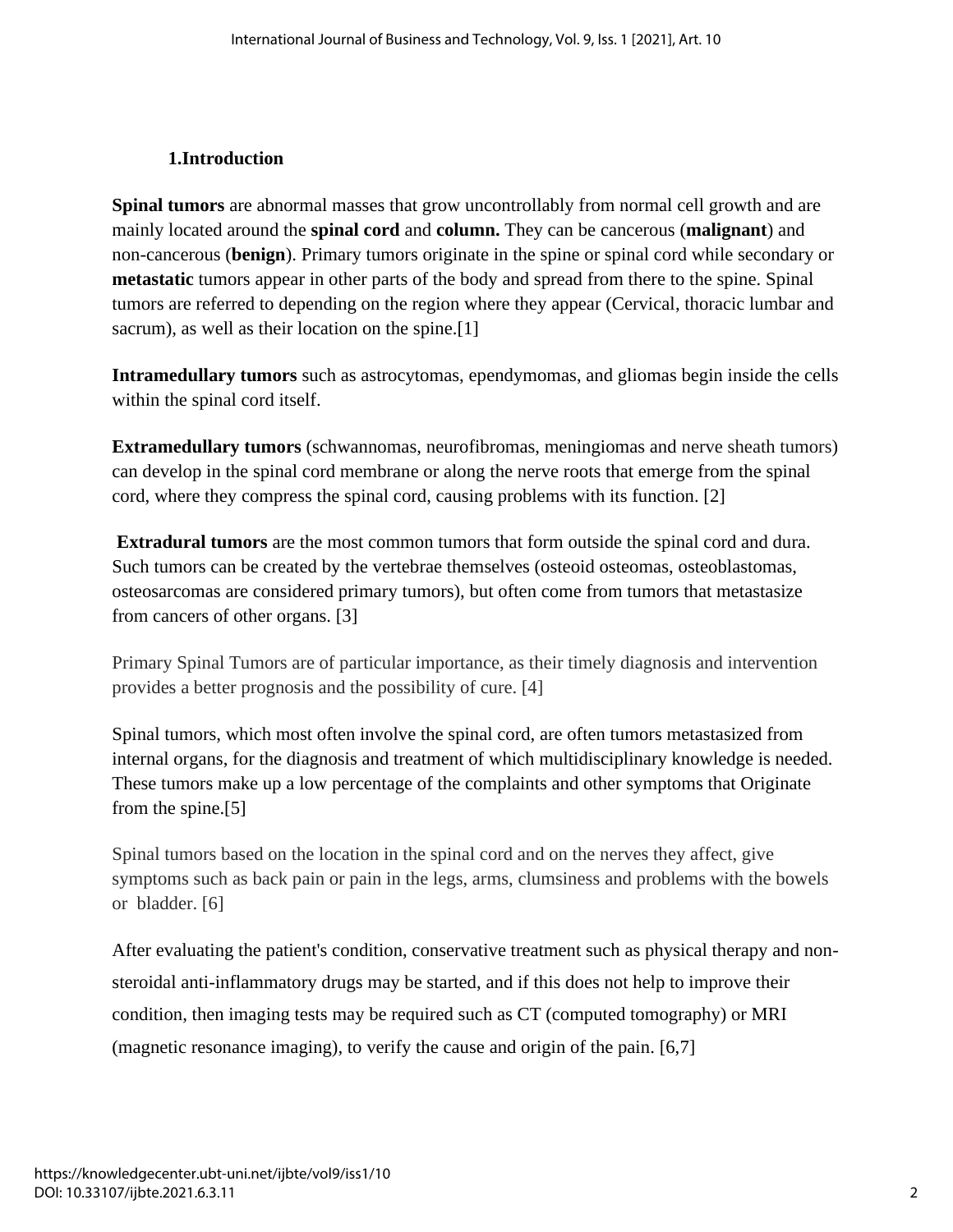## 1.Introduction

**Spinal tumors** are abnormal masses that grow uncontrollably from normal cell growth and are mainly located around the **spinal cord** and **column.** They can be cancerous (**malignant**) and non-cancerous (**benign**). Primary tumors originate in the spine or spinal cord while secondary or **metastatic** tumors appear in other parts of the body and spread from there to the spine. Spinal tumors are referred to depending on the region where they appear (Cervical, thoracic lumbar and sacrum), as well as their location on the spine.[1]

**Intramedullary tumors** such as astrocytomas, ependymomas, and gliomas begin inside the cells within the spinal cord itself.

**Extramedullary tumors** (schwannomas, neurofibromas, meningiomas and nerve sheath tumors) can develop in the spinal cord membrane or along the nerve roots that emerge from the spinal cord, where they compress the spinal cord, causing problems with its function. [2]

**Extradural tumors** are the most common tumors that form outside the spinal cord and dura. Such tumors can be created by the vertebrae themselves (osteoid osteomas, osteoblastomas, osteosarcomas are considered primary tumors), but often come from tumors that metastasize from cancers of other organs. [3]

Primary Spinal Tumors are of particular importance, as their timely diagnosis and intervention provides a better prognosis and the possibility of cure. [4]

Spinal tumors, which most often involve the spinal cord, are often tumors metastasized from internal organs, for the diagnosis and treatment of which multidisciplinary knowledge is needed. These tumors make up a low percentage of the complaints and other symptoms that Originate from the spine.[5]

Spinal tumors based on the location in the spinal cord and on the nerves they affect, give symptoms such as back pain or pain in the legs, arms, clumsiness and problems with the bowels or bladder. [6]

After evaluating the patient's condition, conservative treatment such as physical therapy and non-steroidal anti-inflammatory drugs may be started, and if this does not help to improve their condition, then imaging tests may be required such as CT (computed tomography) or MRI (magnetic resonance imaging), to verify the cause and origin of the pain. [6,7]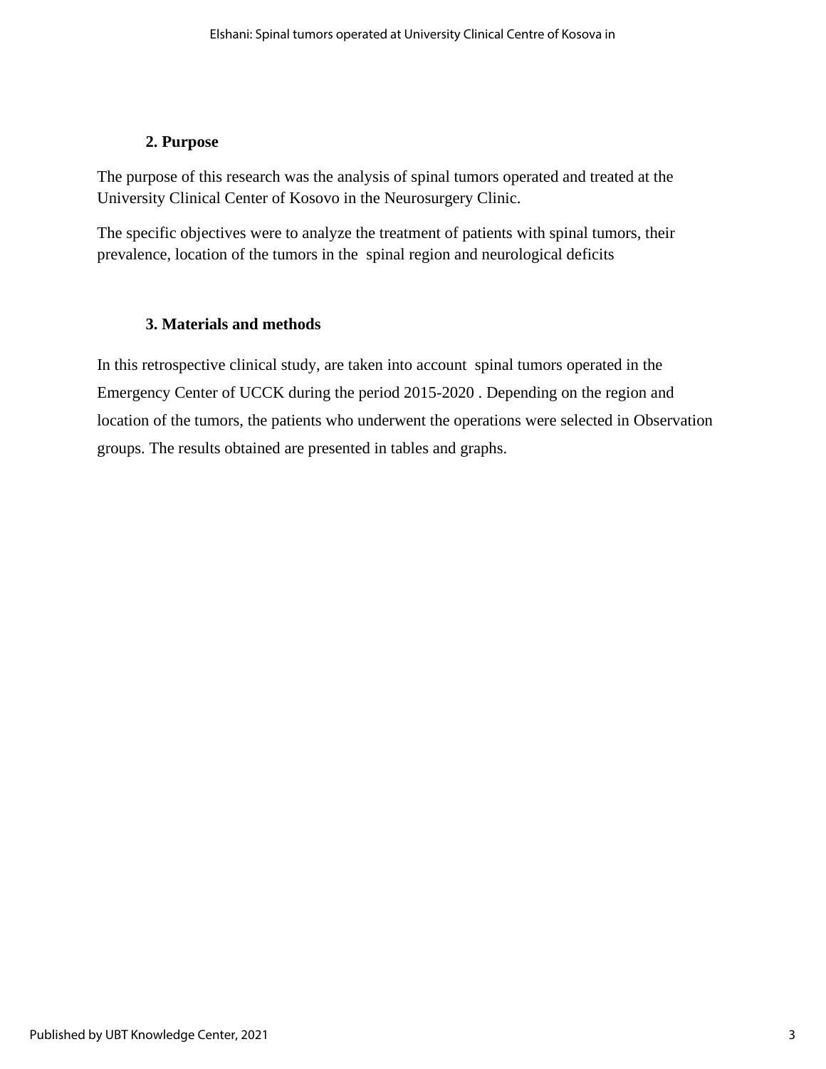## 2. Purpose

The purpose of this research was the analysis of spinal tumors operated and treated at the University Clinical Center of Kosovo in the Neurosurgery Clinic.

The specific objectives were to analyze the treatment of patients with spinal tumors, their prevalence, location of the tumors in the spinal region and neurological deficits

## 3. Materials and methods

In this retrospective clinical study, are taken into account spinal tumors operated in the Emergency Center of UCCK during the period 2015-2020 . Depending on the region and location of the tumors, the patients who underwent the operations were selected in Observation groups. The results obtained are presented in tables and graphs.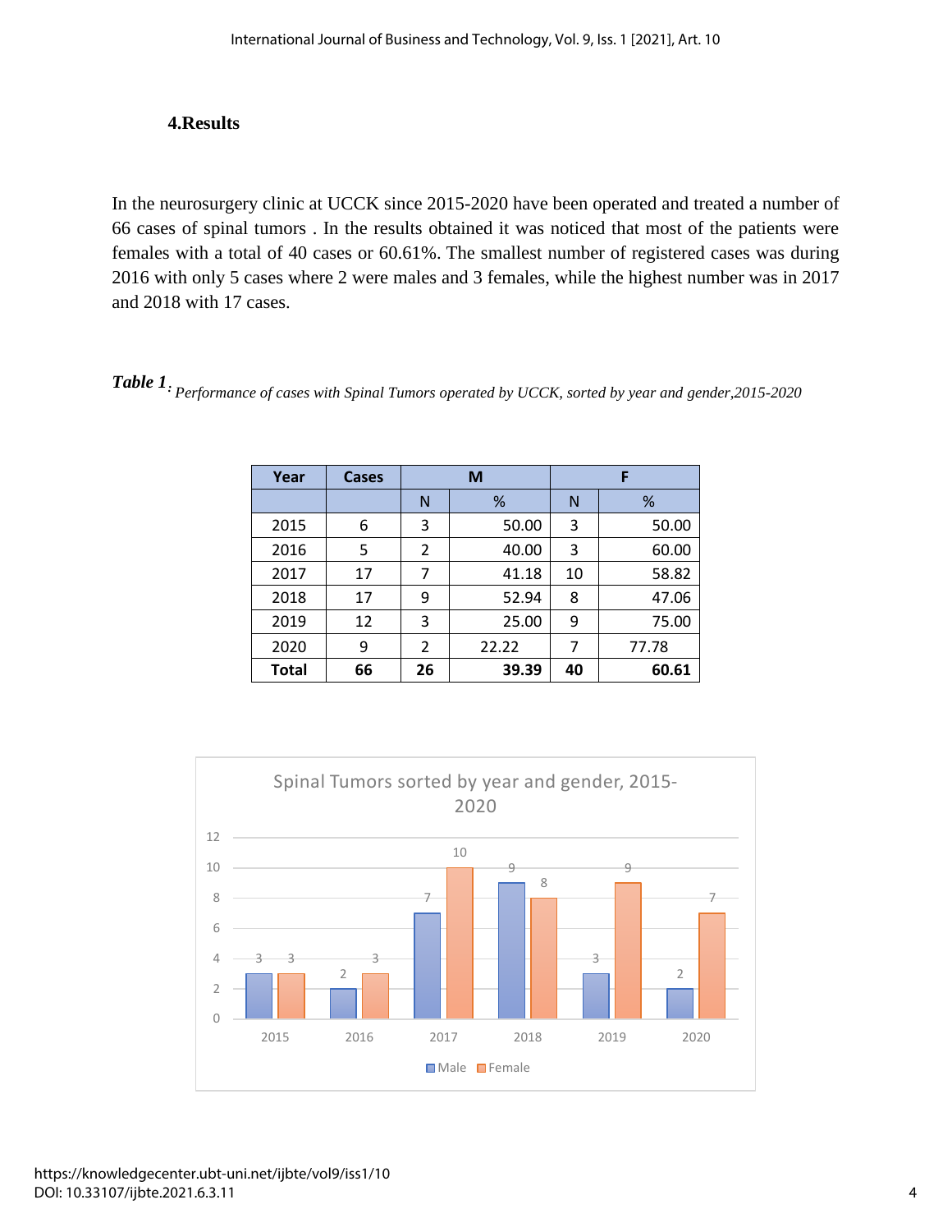## 4.Results

In the neurosurgery clinic at UCCK since 2015-2020 have been operated and treated a number of 66 cases of spinal tumors . In the results obtained it was noticed that most of the patients were females with a total of 40 cases or 60.61%. The smallest number of registered cases was during 2016 with only 5 cases where 2 were males and 3 females, while the highest number was in 2017 and 2018 with 17 cases.

***Table 1**: Performance of cases with Spinal Tumors operated by UCCK, sorted by year and gender,2015-2020*

| Year | Cases | M | | F | |
|---|---|---|---|---|---|
| | | N | % | N | % |
| 2015 | 6 | 3 | 50.00 | 3 | 50.00 |
| 2016 | 5 | 2 | 40.00 | 3 | 60.00 |
| 2017 | 17 | 7 | 41.18 | 10 | 58.82 |
| 2018 | 17 | 9 | 52.94 | 8 | 47.06 |
| 2019 | 12 | 3 | 25.00 | 9 | 75.00 |
| 2020 | 9 | 2 | 22.22 | 7 | 77.78 |
| **Total** | **66** | **26** | **39.39** | **40** | **60.61** |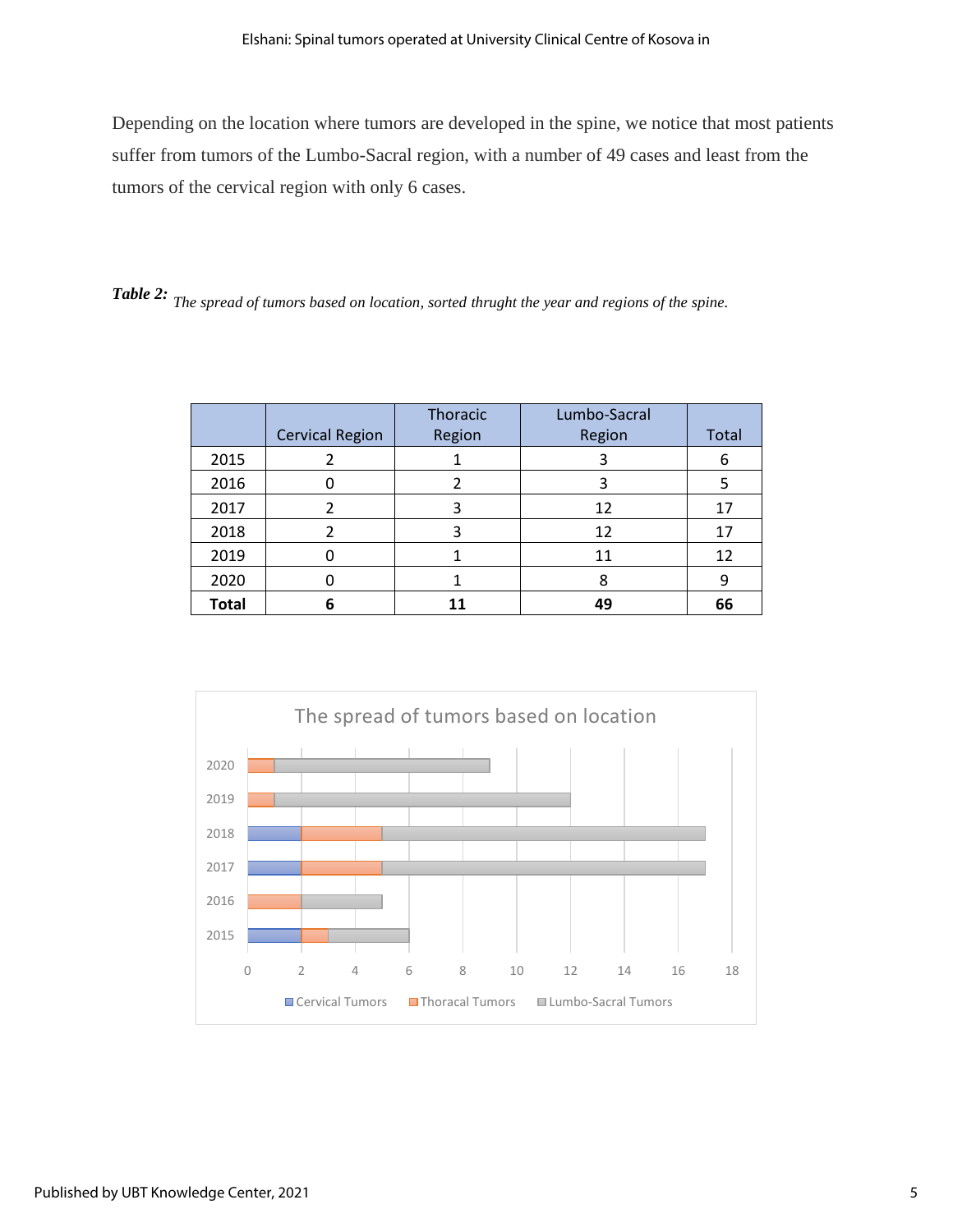Depending on the location where tumors are developed in the spine, we notice that most patients suffer from tumors of the Lumbo-Sacral region, with a number of 49 cases and least from the tumors of the cervical region with only 6 cases.

***Table 2:*** *The spread of tumors based on location, sorted thrught the year and regions of the spine.*

| | Cervical Region | Thoracic Region | Lumbo-Sacral Region | Total |
|---|---|---|---|---|
| 2015 | 2 | 1 | 3 | 6 |
| 2016 | 0 | 2 | 3 | 5 |
| 2017 | 2 | 3 | 12 | 17 |
| 2018 | 2 | 3 | 12 | 17 |
| 2019 | 0 | 1 | 11 | 12 |
| 2020 | 0 | 1 | 8 | 9 |
| **Total** | **6** | **11** | **49** | **66** |

The spread of tumors based on location

| | Cervical Tumors | Thoracal Tumors | Lumbo-Sacral Tumors |
|---|---|---|---|
| 2015 | 2 | 1 | 3 |
| 2016 | 0 | 2 | 3 |
| 2017 | 2 | 3 | 12 |
| 2018 | 2 | 3 | 12 |
| 2019 | 0 | 1 | 11 |
| 2020 | 0 | 1 | 8 |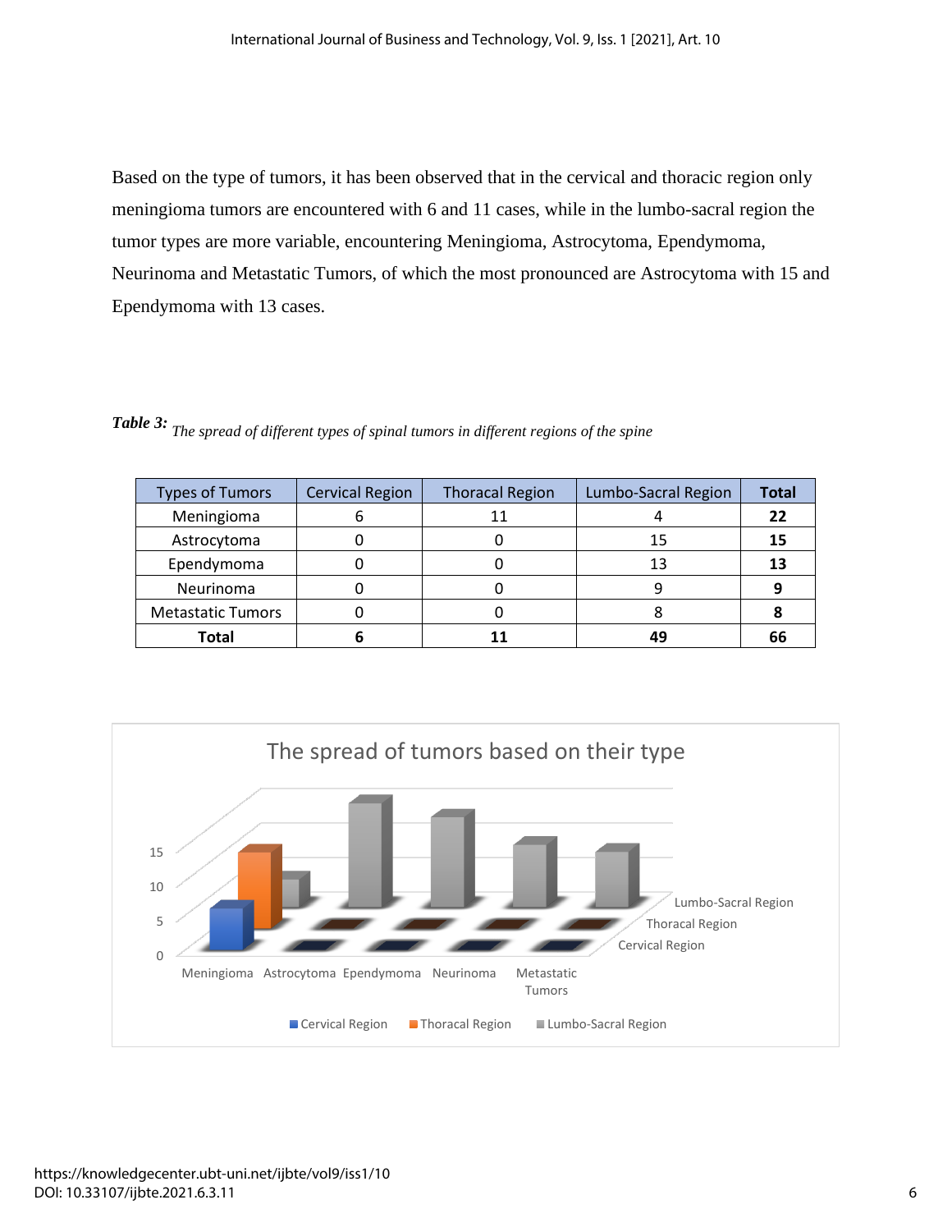Based on the type of tumors, it has been observed that in the cervical and thoracic region only meningioma tumors are encountered with 6 and 11 cases, while in the lumbo-sacral region the tumor types are more variable, encountering Meningioma, Astrocytoma, Ependymoma, Neurinoma and Metastatic Tumors, of which the most pronounced are Astrocytoma with 15 and Ependymoma with 13 cases.

***Table 3:*** *The spread of different types of spinal tumors in different regions of the spine*

| Types of Tumors | Cervical Region | Thoracal Region | Lumbo-Sacral Region | **Total** |
|---|---|---|---|---|
| Meningioma | 6 | 11 | 4 | **22** |
| Astrocytoma | 0 | 0 | 15 | **15** |
| Ependymoma | 0 | 0 | 13 | **13** |
| Neurinoma | 0 | 0 | 9 | **9** |
| Metastatic Tumors | 0 | 0 | 8 | **8** |
| **Total** | **6** | **11** | **49** | **66** |

The spread of tumors based on their type

| | Meningioma | Astrocytoma | Ependymoma | Neurinoma | Metastatic Tumors |
|---|---|---|---|---|---|
| Cervical Region | 6 | 0 | 0 | 0 | 0 |
| Thoracal Region | 11 | 0 | 0 | 0 | 0 |
| Lumbo-Sacral Region | 4 | 15 | 13 | 9 | 8 |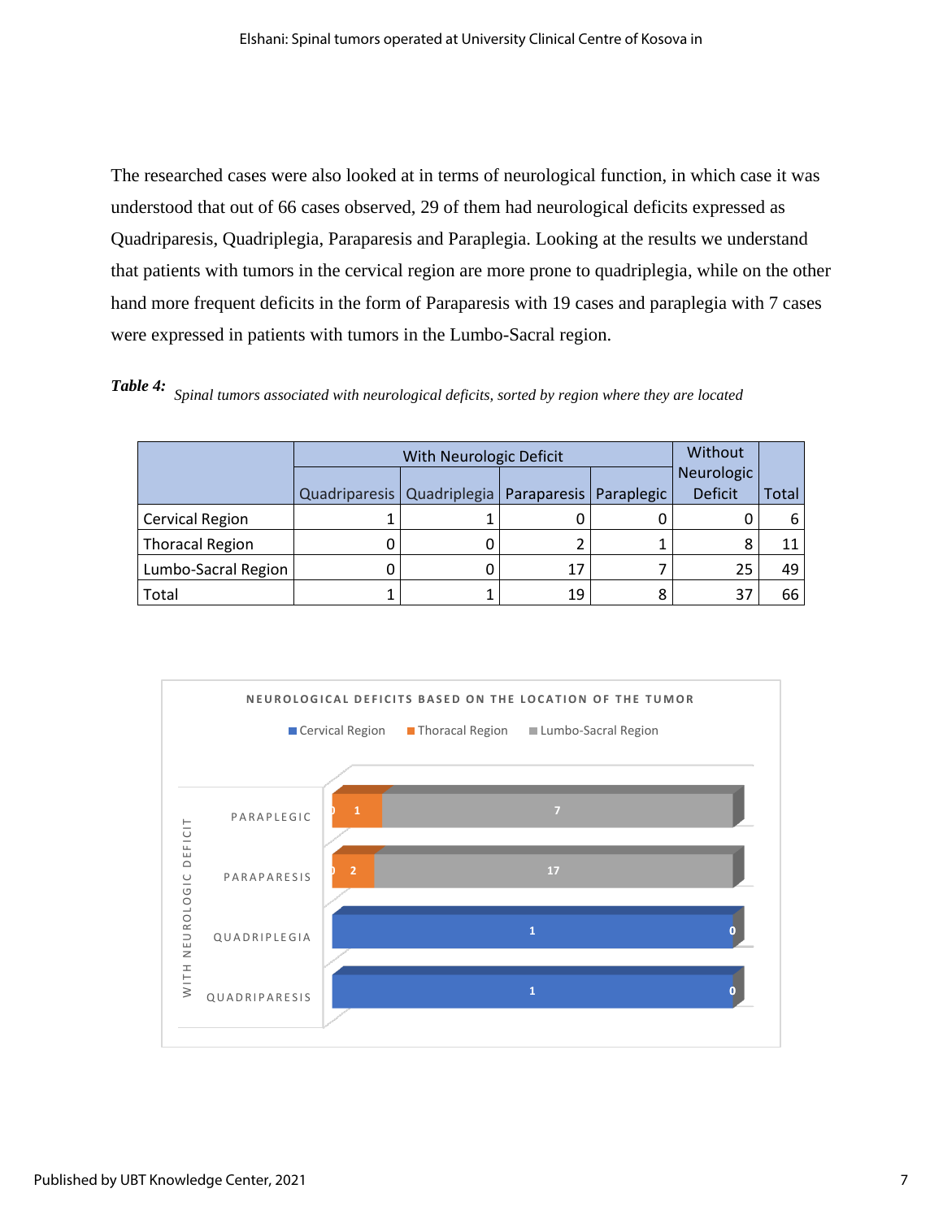The researched cases were also looked at in terms of neurological function, in which case it was understood that out of 66 cases observed, 29 of them had neurological deficits expressed as Quadriparesis, Quadriplegia, Paraparesis and Paraplegia. Looking at the results we understand that patients with tumors in the cervical region are more prone to quadriplegia, while on the other hand more frequent deficits in the form of Paraparesis with 19 cases and paraplegia with 7 cases were expressed in patients with tumors in the Lumbo-Sacral region.

***Table 4:*** *Spinal tumors associated with neurological deficits, sorted by region where they are located*

| | With Neurologic Deficit | | | | Without Neurologic Deficit | Total |
|---|---|---|---|---|---|---|
| | Quadriparesis | Quadriplegia | Paraparesis | Paraplegic | | |
| Cervical Region | 1 | 1 | 0 | 0 | 0 | 6 |
| Thoracal Region | 0 | 0 | 2 | 1 | 8 | 11 |
| Lumbo-Sacral Region | 0 | 0 | 17 | 7 | 25 | 49 |
| Total | 1 | 1 | 19 | 8 | 37 | 66 |

NEUROLOGICAL DEFICITS BASED ON THE LOCATION OF THE TUMOR

■ Cervical Region ■ Thoracal Region ■ Lumbo-Sacral Region

| WITH NEUROLOGIC DEFICIT | Cervical Region | Thoracal Region | Lumbo-Sacral Region |
|---|---|---|---|
| PARAPLEGIC | 0 | 1 | 7 |
| PARAPARESIS | 0 | 2 | 17 |
| QUADRIPLEGIA | 1 | | 0 |
| QUADRIPARESIS | 1 | | 0 |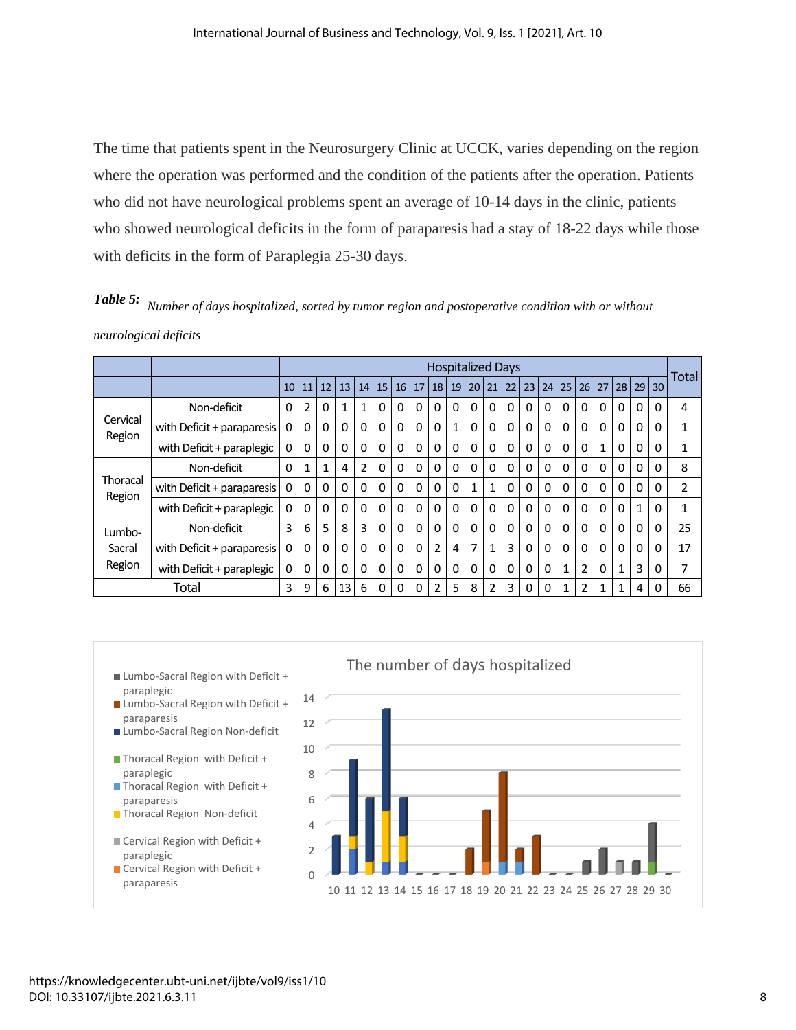The time that patients spent in the Neurosurgery Clinic at UCCK, varies depending on the region where the operation was performed and the condition of the patients after the operation. Patients who did not have neurological problems spent an average of 10-14 days in the clinic, patients who showed neurological deficits in the form of paraparesis had a stay of 18-22 days while those with deficits in the form of Paraplegia 25-30 days.

***Table 5:*** *Number of days hospitalized, sorted by tumor region and postoperative condition with or without neurological deficits*

| | | Hospitalized Days | | | | | | | | | | | | | | | | | | | | | Total |
|---|---|---|---|---|---|---|---|---|---|---|---|---|---|---|---|---|---|---|---|---|---|---|---|
| | | 10 | 11 | 12 | 13 | 14 | 15 | 16 | 17 | 18 | 19 | 20 | 21 | 22 | 23 | 24 | 25 | 26 | 27 | 28 | 29 | 30 | |
| Cervical Region | Non-deficit | 0 | 2 | 0 | 1 | 1 | 0 | 0 | 0 | 0 | 0 | 0 | 0 | 0 | 0 | 0 | 0 | 0 | 0 | 0 | 0 | 0 | 4 |
| | with Deficit + paraparesis | 0 | 0 | 0 | 0 | 0 | 0 | 0 | 0 | 0 | 1 | 0 | 0 | 0 | 0 | 0 | 0 | 0 | 0 | 0 | 0 | 0 | 1 |
| | with Deficit + paraplegic | 0 | 0 | 0 | 0 | 0 | 0 | 0 | 0 | 0 | 0 | 0 | 0 | 0 | 0 | 0 | 0 | 0 | 1 | 0 | 0 | 0 | 1 |
| Thoracal Region | Non-deficit | 0 | 1 | 1 | 4 | 2 | 0 | 0 | 0 | 0 | 0 | 0 | 0 | 0 | 0 | 0 | 0 | 0 | 0 | 0 | 0 | 0 | 8 |
| | with Deficit + paraparesis | 0 | 0 | 0 | 0 | 0 | 0 | 0 | 0 | 0 | 0 | 1 | 1 | 0 | 0 | 0 | 0 | 0 | 0 | 0 | 0 | 0 | 2 |
| | with Deficit + paraplegic | 0 | 0 | 0 | 0 | 0 | 0 | 0 | 0 | 0 | 0 | 0 | 0 | 0 | 0 | 0 | 0 | 0 | 0 | 0 | 1 | 0 | 1 |
| Lumbo-Sacral Region | Non-deficit | 3 | 6 | 5 | 8 | 3 | 0 | 0 | 0 | 0 | 0 | 0 | 0 | 0 | 0 | 0 | 0 | 0 | 0 | 0 | 0 | 0 | 25 |
| | with Deficit + paraparesis | 0 | 0 | 0 | 0 | 0 | 0 | 0 | 0 | 2 | 4 | 7 | 1 | 3 | 0 | 0 | 0 | 0 | 0 | 0 | 0 | 0 | 17 |
| | with Deficit + paraplegic | 0 | 0 | 0 | 0 | 0 | 0 | 0 | 0 | 0 | 0 | 0 | 0 | 0 | 0 | 0 | 1 | 2 | 0 | 1 | 3 | 0 | 7 |
| Total | | 3 | 9 | 6 | 13 | 6 | 0 | 0 | 0 | 2 | 5 | 8 | 2 | 3 | 0 | 0 | 1 | 2 | 1 | 1 | 4 | 0 | 66 |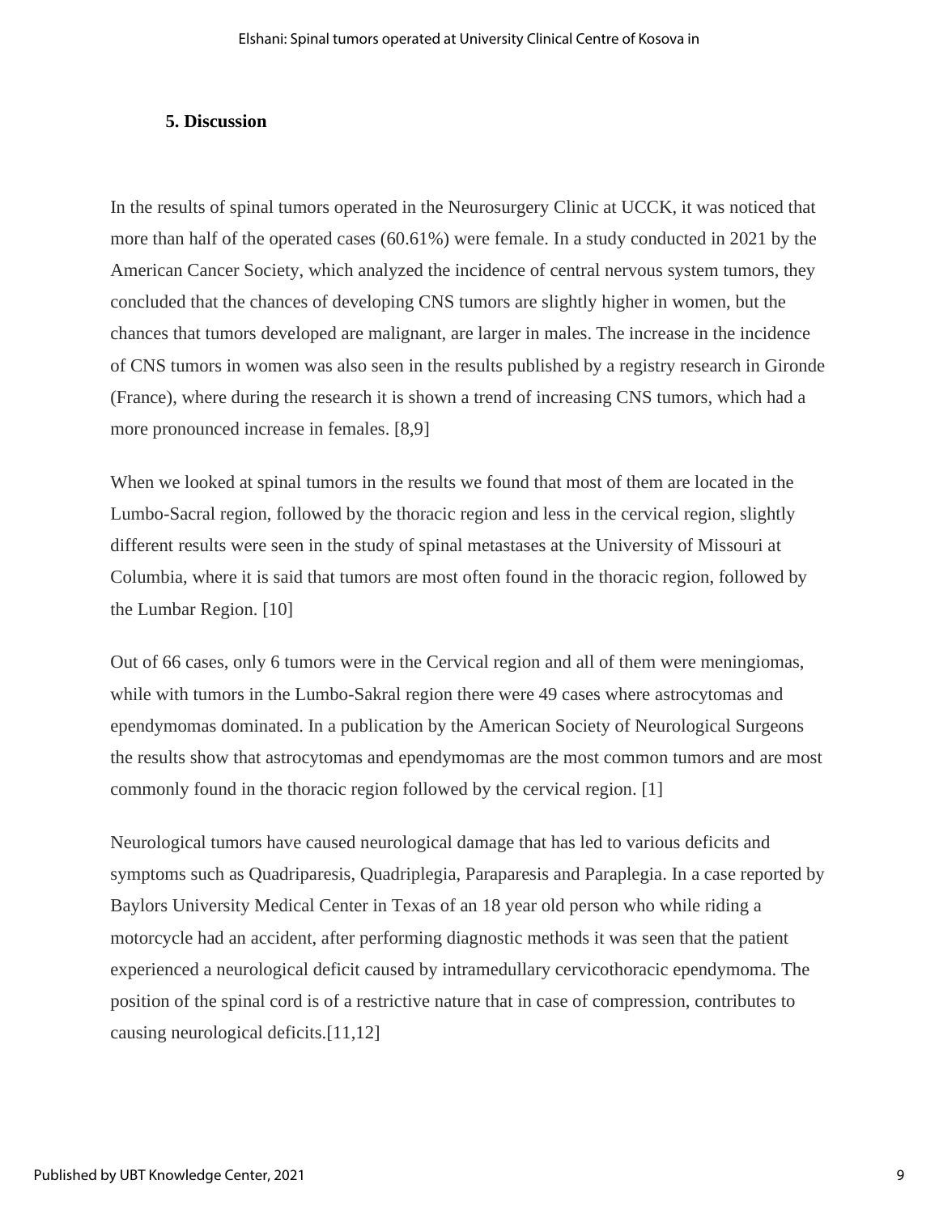## 5. Discussion

In the results of spinal tumors operated in the Neurosurgery Clinic at UCCK, it was noticed that more than half of the operated cases (60.61%) were female. In a study conducted in 2021 by the American Cancer Society, which analyzed the incidence of central nervous system tumors, they concluded that the chances of developing CNS tumors are slightly higher in women, but the chances that tumors developed are malignant, are larger in males. The increase in the incidence of CNS tumors in women was also seen in the results published by a registry research in Gironde (France), where during the research it is shown a trend of increasing CNS tumors, which had a more pronounced increase in females. [8,9]

When we looked at spinal tumors in the results we found that most of them are located in the Lumbo-Sacral region, followed by the thoracic region and less in the cervical region, slightly different results were seen in the study of spinal metastases at the University of Missouri at Columbia, where it is said that tumors are most often found in the thoracic region, followed by the Lumbar Region. [10]

Out of 66 cases, only 6 tumors were in the Cervical region and all of them were meningiomas, while with tumors in the Lumbo-Sakral region there were 49 cases where astrocytomas and ependymomas dominated. In a publication by the American Society of Neurological Surgeons the results show that astrocytomas and ependymomas are the most common tumors and are most commonly found in the thoracic region followed by the cervical region. [1]

Neurological tumors have caused neurological damage that has led to various deficits and symptoms such as Quadriparesis, Quadriplegia, Paraparesis and Paraplegia. In a case reported by Baylors University Medical Center in Texas of an 18 year old person who while riding a motorcycle had an accident, after performing diagnostic methods it was seen that the patient experienced a neurological deficit caused by intramedullary cervicothoracic ependymoma. The position of the spinal cord is of a restrictive nature that in case of compression, contributes to causing neurological deficits.[11,12]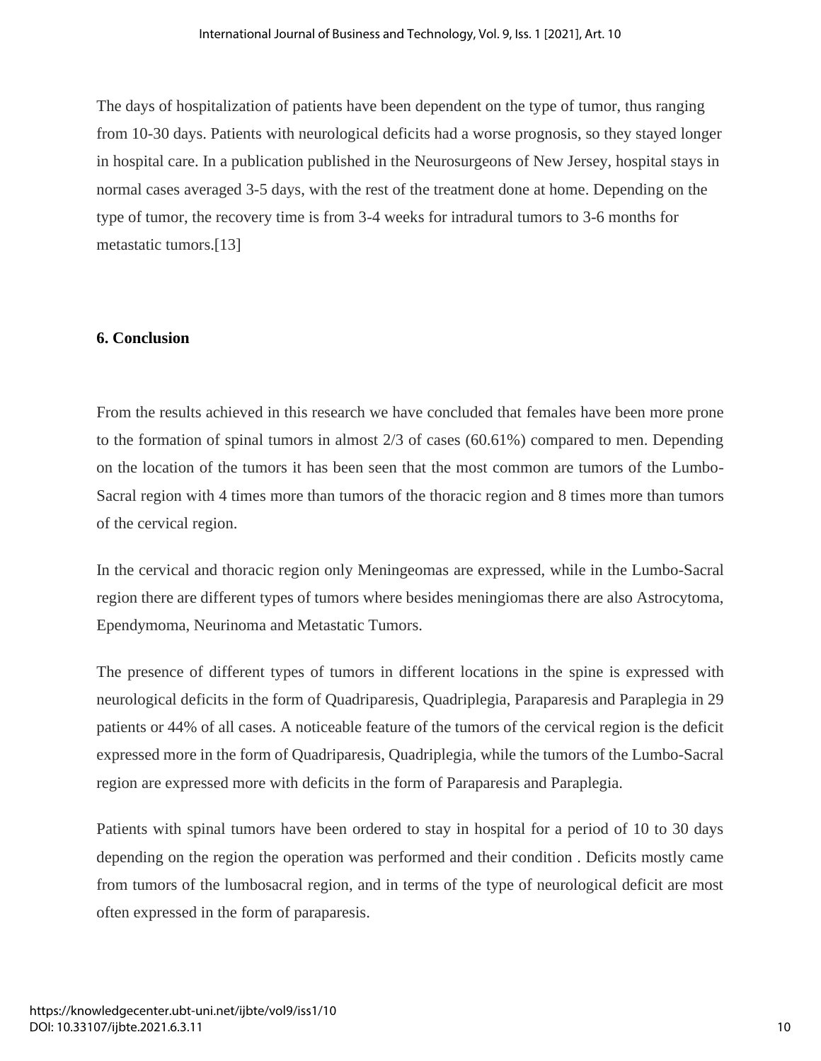The days of hospitalization of patients have been dependent on the type of tumor, thus ranging from 10-30 days. Patients with neurological deficits had a worse prognosis, so they stayed longer in hospital care. In a publication published in the Neurosurgeons of New Jersey, hospital stays in normal cases averaged 3-5 days, with the rest of the treatment done at home. Depending on the type of tumor, the recovery time is from 3-4 weeks for intradural tumors to 3-6 months for metastatic tumors.[13]

## 6. Conclusion

From the results achieved in this research we have concluded that females have been more prone to the formation of spinal tumors in almost 2/3 of cases (60.61%) compared to men. Depending on the location of the tumors it has been seen that the most common are tumors of the Lumbo-Sacral region with 4 times more than tumors of the thoracic region and 8 times more than tumors of the cervical region.

In the cervical and thoracic region only Meningeomas are expressed, while in the Lumbo-Sacral region there are different types of tumors where besides meningiomas there are also Astrocytoma, Ependymoma, Neurinoma and Metastatic Tumors.

The presence of different types of tumors in different locations in the spine is expressed with neurological deficits in the form of Quadriparesis, Quadriplegia, Paraparesis and Paraplegia in 29 patients or 44% of all cases. A noticeable feature of the tumors of the cervical region is the deficit expressed more in the form of Quadriparesis, Quadriplegia, while the tumors of the Lumbo-Sacral region are expressed more with deficits in the form of Paraparesis and Paraplegia.

Patients with spinal tumors have been ordered to stay in hospital for a period of 10 to 30 days depending on the region the operation was performed and their condition . Deficits mostly came from tumors of the lumbosacral region, and in terms of the type of neurological deficit are most often expressed in the form of paraparesis.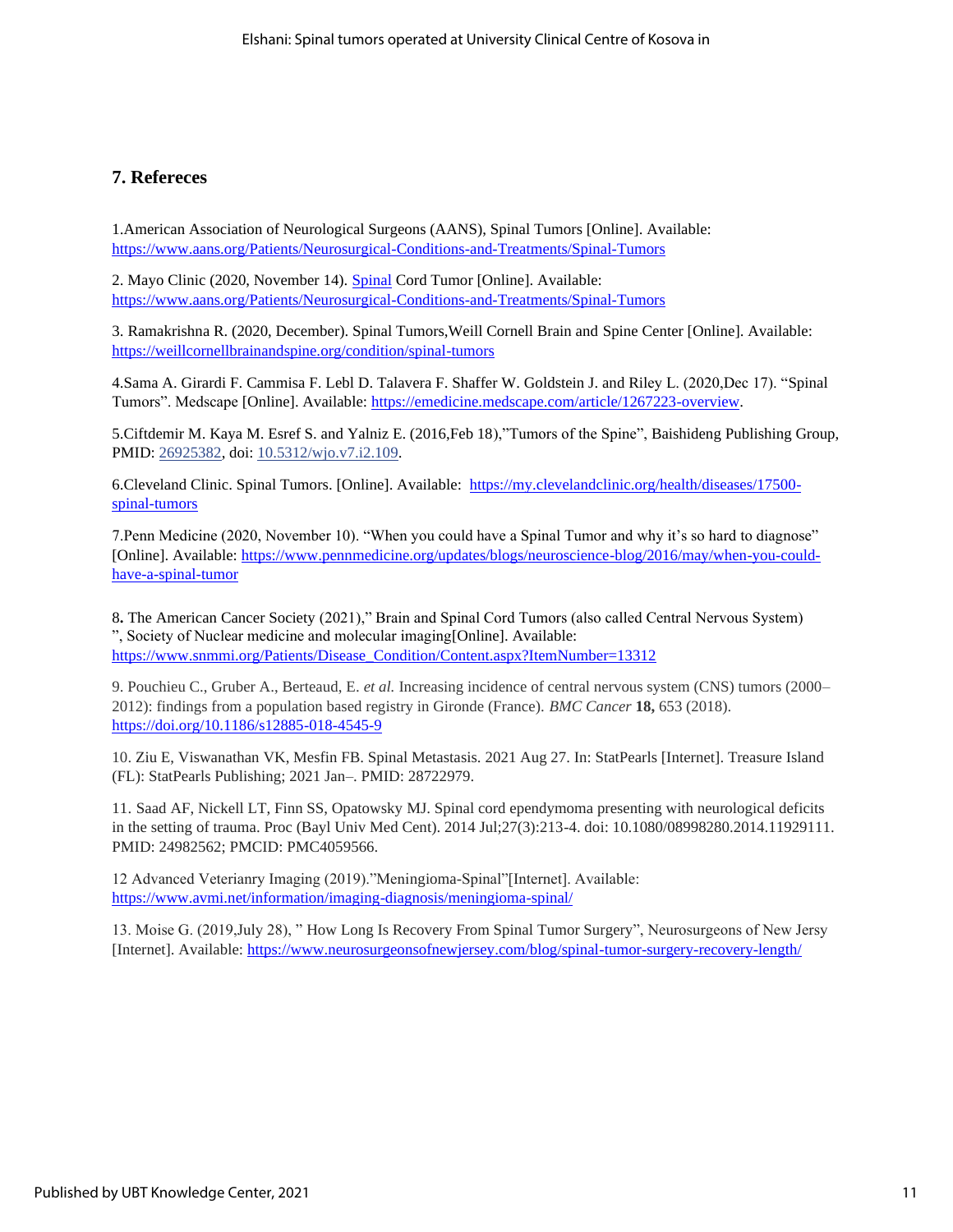## 7. Refereces

1.American Association of Neurological Surgeons (AANS), Spinal Tumors [Online]. Available: https://www.aans.org/Patients/Neurosurgical-Conditions-and-Treatments/Spinal-Tumors

2. Mayo Clinic (2020, November 14). Spinal Cord Tumor [Online]. Available: https://www.aans.org/Patients/Neurosurgical-Conditions-and-Treatments/Spinal-Tumors

3. Ramakrishna R. (2020, December). Spinal Tumors,Weill Cornell Brain and Spine Center [Online]. Available: https://weillcornellbrainandspine.org/condition/spinal-tumors

4.Sama A. Girardi F. Cammisa F. Lebl D. Talavera F. Shaffer W. Goldstein J. and Riley L. (2020,Dec 17). "Spinal Tumors". Medscape [Online]. Available: https://emedicine.medscape.com/article/1267223-overview.

5.Ciftdemir M. Kaya M. Esref S. and Yalniz E. (2016,Feb 18),"Tumors of the Spine", Baishideng Publishing Group, PMID: 26925382, doi: 10.5312/wjo.v7.i2.109.

6.Cleveland Clinic. Spinal Tumors. [Online]. Available: https://my.clevelandclinic.org/health/diseases/17500-spinal-tumors

7.Penn Medicine (2020, November 10). "When you could have a Spinal Tumor and why it's so hard to diagnose" [Online]. Available: https://www.pennmedicine.org/updates/blogs/neuroscience-blog/2016/may/when-you-could-have-a-spinal-tumor

**8.** The American Cancer Society (2021)," Brain and Spinal Cord Tumors (also called Central Nervous System) ", Society of Nuclear medicine and molecular imaging[Online]. Available: https://www.snmmi.org/Patients/Disease_Condition/Content.aspx?ItemNumber=13312

9. Pouchieu C., Gruber A., Berteaud, E. *et al.* Increasing incidence of central nervous system (CNS) tumors (2000–2012): findings from a population based registry in Gironde (France). *BMC Cancer* **18,** 653 (2018). https://doi.org/10.1186/s12885-018-4545-9

10. Ziu E, Viswanathan VK, Mesfin FB. Spinal Metastasis. 2021 Aug 27. In: StatPearls [Internet]. Treasure Island (FL): StatPearls Publishing; 2021 Jan–. PMID: 28722979.

11. Saad AF, Nickell LT, Finn SS, Opatowsky MJ. Spinal cord ependymoma presenting with neurological deficits in the setting of trauma. Proc (Bayl Univ Med Cent). 2014 Jul;27(3):213-4. doi: 10.1080/08998280.2014.11929111. PMID: 24982562; PMCID: PMC4059566.

12 Advanced Veterianry Imaging (2019)."Meningioma-Spinal"[Internet]. Available: https://www.avmi.net/information/imaging-diagnosis/meningioma-spinal/

13. Moise G. (2019,July 28), " How Long Is Recovery From Spinal Tumor Surgery", Neurosurgeons of New Jersy [Internet]. Available: https://www.neurosurgeonsofnewjersey.com/blog/spinal-tumor-surgery-recovery-length/